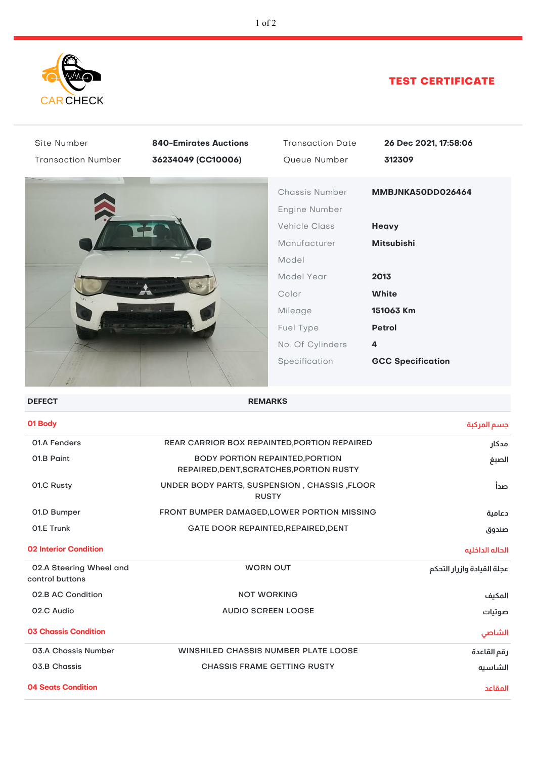CAR CHECK

# TEST CERTIFICATE

| | | | |
|---|---|---|---|
| Site Number | **840-Emirates Auctions** | Transaction Date | **26 Dec 2021, 17:58:06** |
| Transaction Number | **36234049 (CC10006)** | Queue Number | **312309** |

| | |
|---|---|
| Chassis Number | **MMBJNKA50DD026464** |
| Engine Number | |
| Vehicle Class | **Heavy** |
| Manufacturer | **Mitsubishi** |
| Model | |
| Model Year | **2013** |
| Color | **White** |
| Mileage | **151063 Km** |
| Fuel Type | **Petrol** |
| No. Of Cylinders | **4** |
| Specification | **GCC Specification** |

| DEFECT | REMARKS | |
|---|---|---|
| **01 Body** | | جسم المركبة |
| 01.A Fenders | REAR CARRIOR BOX REPAINTED,PORTION REPAIRED | مدكار |
| 01.B Paint | BODY PORTION REPAINTED,PORTION REPAIRED,DENT,SCRATCHES,PORTION RUSTY | الصبغ |
| 01.C Rusty | UNDER BODY PARTS, SUSPENSION , CHASSIS ,FLOOR RUSTY | صدأ |
| 01.D Bumper | FRONT BUMPER DAMAGED,LOWER PORTION MISSING | دعامية |
| 01.E Trunk | GATE DOOR REPAINTED,REPAIRED,DENT | صندوق |
| **02 Interior Condition** | | الحاله الداخليه |
| 02.A Steering Wheel and control buttons | WORN OUT | عجلة القيادة وازرار التحكم |
| 02.B AC Condition | NOT WORKING | المكيف |
| 02.C Audio | AUDIO SCREEN LOOSE | صوتيات |
| **03 Chassis Condition** | | الشاصي |
| 03.A Chassis Number | WINSHILED CHASSIS NUMBER PLATE LOOSE | رقم القاعدة |
| 03.B Chassis | CHASSIS FRAME GETTING RUSTY | الشاسيه |
| **04 Seats Condition** | | المقاعد |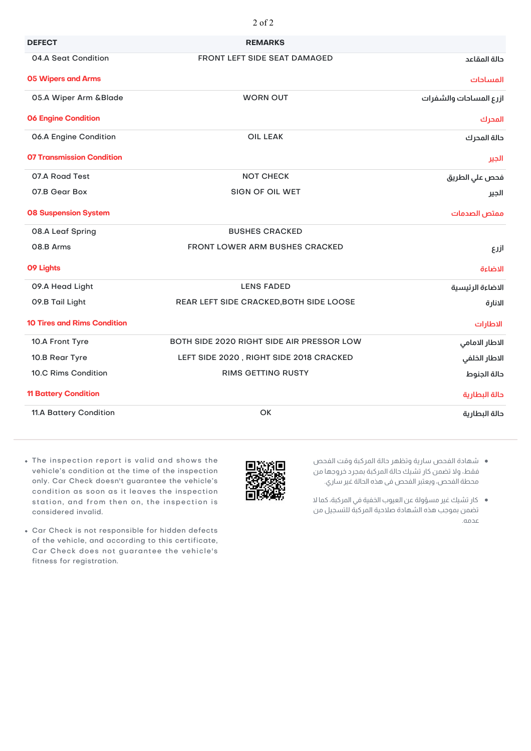| DEFECT | REMARKS | |
|---|---|---|
| 04.A Seat Condition | FRONT LEFT SIDE SEAT DAMAGED | حالة المقاعد |
| **05 Wipers and Arms** | | **المساحات** |
| 05.A Wiper Arm &Blade | WORN OUT | ازرع المساحات والشفرات |
| **06 Engine Condition** | | **المحرك** |
| 06.A Engine Condition | OIL LEAK | حالة المحرك |
| **07 Transmission Condition** | | **الجير** |
| 07.A Road Test | NOT CHECK | فحص علي الطريق |
| 07.B Gear Box | SIGN OF OIL WET | الجير |
| **08 Suspension System** | | **ممتص الصدمات** |
| 08.A Leaf Spring | BUSHES CRACKED | |
| 08.B Arms | FRONT LOWER ARM BUSHES CRACKED | ازرع |
| **09 Lights** | | **الاضاءة** |
| 09.A Head Light | LENS FADED | الاضاءة الرئيسية |
| 09.B Tail Light | REAR LEFT SIDE CRACKED,BOTH SIDE LOOSE | الانارة |
| **10 Tires and Rims Condition** | | **الاطارات** |
| 10.A Front Tyre | BOTH SIDE 2020 RIGHT SIDE AIR PRESSOR LOW | الاطار الامامي |
| 10.B Rear Tyre | LEFT SIDE 2020 , RIGHT SIDE 2018 CRACKED | الاطار الخلفي |
| 10.C Rims Condition | RIMS GETTING RUSTY | حالة الجنوط |
| **11 Battery Condition** | | **حالة البطارية** |
| 11.A Battery Condition | OK | حالة البطارية |

- The inspection report is valid and shows the vehicle's condition at the time of the inspection only. Car Check doesn't guarantee the vehicle's condition as soon as it leaves the inspection station, and from then on, the inspection is considered invalid.
- Car Check is not responsible for hidden defects of the vehicle, and according to this certificate, Car Check does not guarantee the vehicle's fitness for registration.

- شهادة الفحص سارية وتظهر حالة المركبة وقت الفحص فقط، ولا تضمن كار تشيك حالة المركبة بمجرد خروجها من محطة الفحص، ويعتبر الفحص في هذه الحالة غير ساري.
- كار تشيك غير مسؤولة عن العيوب الخفية في المركبة، كما لا تضمن بموجب هذه الشهادة صلاحية المركبة للتسجيل من عدمه.